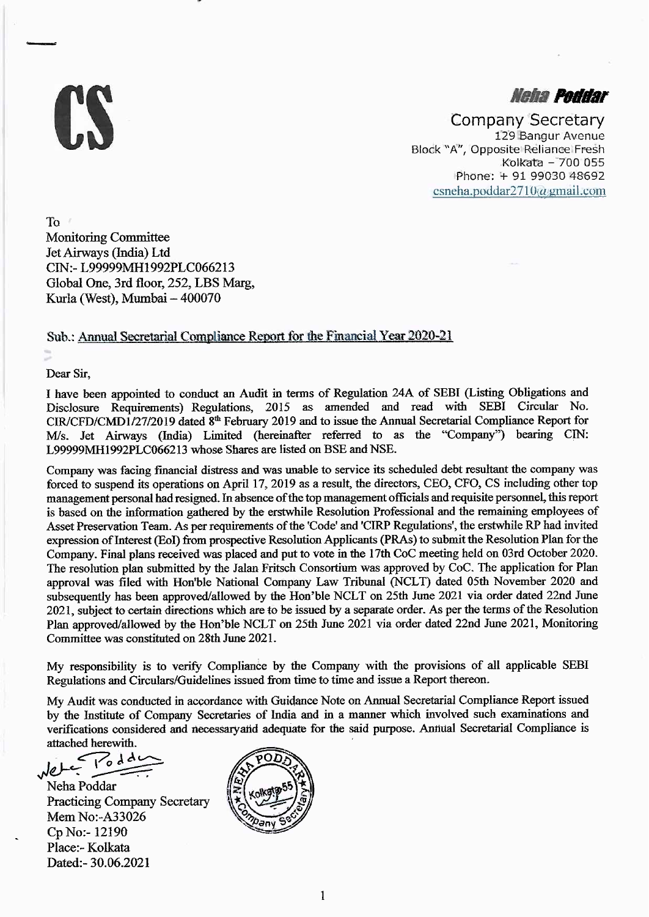# CS

**Neha Poddar**

Company Secretary
129 Bangur Avenue
Block "A", Opposite Reliance Fresh
Kolkata – 700 055
Phone: + 91 99030 48692
csneha.poddar2710@gmail.com

To
Monitoring Committee
Jet Airways (India) Ltd
CIN:- L99999MH1992PLC066213
Global One, 3rd floor, 252, LBS Marg,
Kurla (West), Mumbai – 400070

Sub.: Annual Secretarial Compliance Report for the Financial Year 2020-21

Dear Sir,

I have been appointed to conduct an Audit in terms of Regulation 24A of SEBI (Listing Obligations and Disclosure Requirements) Regulations, 2015 as amended and read with SEBI Circular No. CIR/CFD/CMD1/27/2019 dated 8th February 2019 and to issue the Annual Secretarial Compliance Report for M/s. Jet Airways (India) Limited (hereinafter referred to as the "Company") bearing CIN: L99999MH1992PLC066213 whose Shares are listed on BSE and NSE.

Company was facing financial distress and was unable to service its scheduled debt resultant the company was forced to suspend its operations on April 17, 2019 as a result, the directors, CEO, CFO, CS including other top management personal had resigned. In absence of the top management officials and requisite personnel, this report is based on the information gathered by the erstwhile Resolution Professional and the remaining employees of Asset Preservation Team. As per requirements of the 'Code' and 'CIRP Regulations', the erstwhile RP had invited expression of Interest (EoI) from prospective Resolution Applicants (PRAs) to submit the Resolution Plan for the Company. Final plans received was placed and put to vote in the 17th CoC meeting held on 03rd October 2020. The resolution plan submitted by the Jalan Fritsch Consortium was approved by CoC. The application for Plan approval was filed with Hon'ble National Company Law Tribunal (NCLT) dated 05th November 2020 and subsequently has been approved/allowed by the Hon'ble NCLT on 25th June 2021 via order dated 22nd June 2021, subject to certain directions which are to be issued by a separate order. As per the terms of the Resolution Plan approved/allowed by the Hon'ble NCLT on 25th June 2021 via order dated 22nd June 2021, Monitoring Committee was constituted on 28th June 2021.

My responsibility is to verify Compliance by the Company with the provisions of all applicable SEBI Regulations and Circulars/Guidelines issued from time to time and issue a Report thereon.

My Audit was conducted in accordance with Guidance Note on Annual Secretarial Compliance Report issued by the Institute of Company Secretaries of India and in a manner which involved such examinations and verifications considered and necessaryand adequate for the said purpose. Annual Secretarial Compliance is attached herewith.

Neha Poddar
Practicing Company Secretary
Mem No:-A33026
Cp No:- 12190
Place:- Kolkata
Dated:- 30.06.2021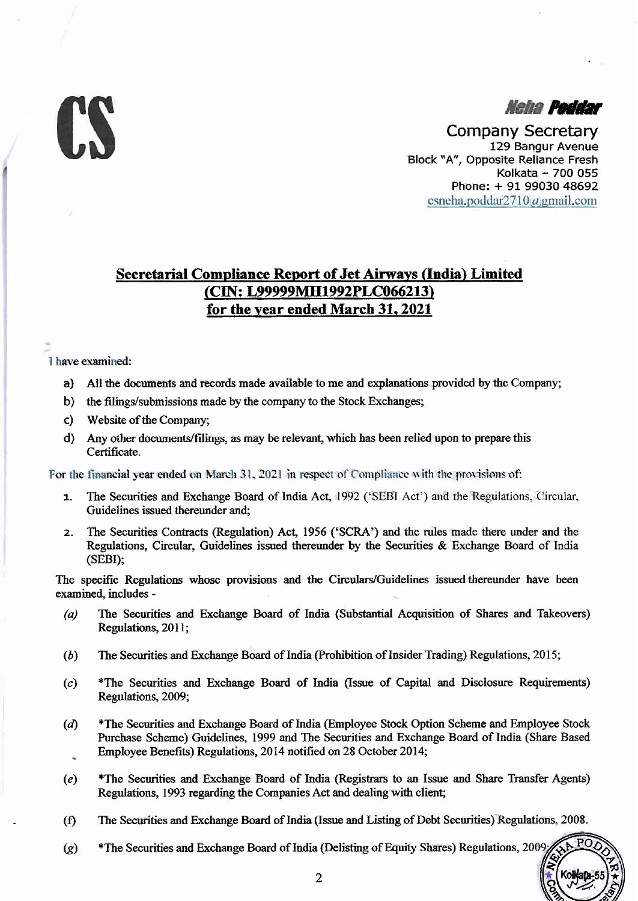CS

**Neha Poddar**

Company Secretary
129 Bangur Avenue
Block "A", Opposite Reliance Fresh
Kolkata – 700 055
Phone: + 91 99030 48692
csneha.poddar2710@gmail.com

## Secretarial Compliance Report of Jet Airways (India) Limited (CIN: L99999MH1992PLC066213) for the year ended March 31, 2021

I have examined:

a) All the documents and records made available to me and explanations provided by the Company;

b) the filings/submissions made by the company to the Stock Exchanges;

c) Website of the Company;

d) Any other documents/filings, as may be relevant, which has been relied upon to prepare this Certificate.

For the financial year ended on March 31, 2021 in respect of Compliance with the provisions of:

1. The Securities and Exchange Board of India Act, 1992 ('SEBI Act') and the Regulations, Circular, Guidelines issued thereunder and;
2. The Securities Contracts (Regulation) Act, 1956 ('SCRA') and the rules made there under and the Regulations, Circular, Guidelines issued thereunder by the Securities & Exchange Board of India (SEBI);

The specific Regulations whose provisions and the Circulars/Guidelines issued thereunder have been examined, includes -

*(a)* The Securities and Exchange Board of India (Substantial Acquisition of Shares and Takeovers) Regulations, 2011;

*(b)* The Securities and Exchange Board of India (Prohibition of Insider Trading) Regulations, 2015;

*(c)* *The Securities and Exchange Board of India (Issue of Capital and Disclosure Requirements) Regulations, 2009;

*(d)* *The Securities and Exchange Board of India (Employee Stock Option Scheme and Employee Stock Purchase Scheme) Guidelines, 1999 and The Securities and Exchange Board of India (Share Based Employee Benefits) Regulations, 2014 notified on 28 October 2014;

*(e)* *The Securities and Exchange Board of India (Registrars to an Issue and Share Transfer Agents) Regulations, 1993 regarding the Companies Act and dealing with client;

*(f)* The Securities and Exchange Board of India (Issue and Listing of Debt Securities) Regulations, 2008.

*(g)* *The Securities and Exchange Board of India (Delisting of Equity Shares) Regulations, 2009;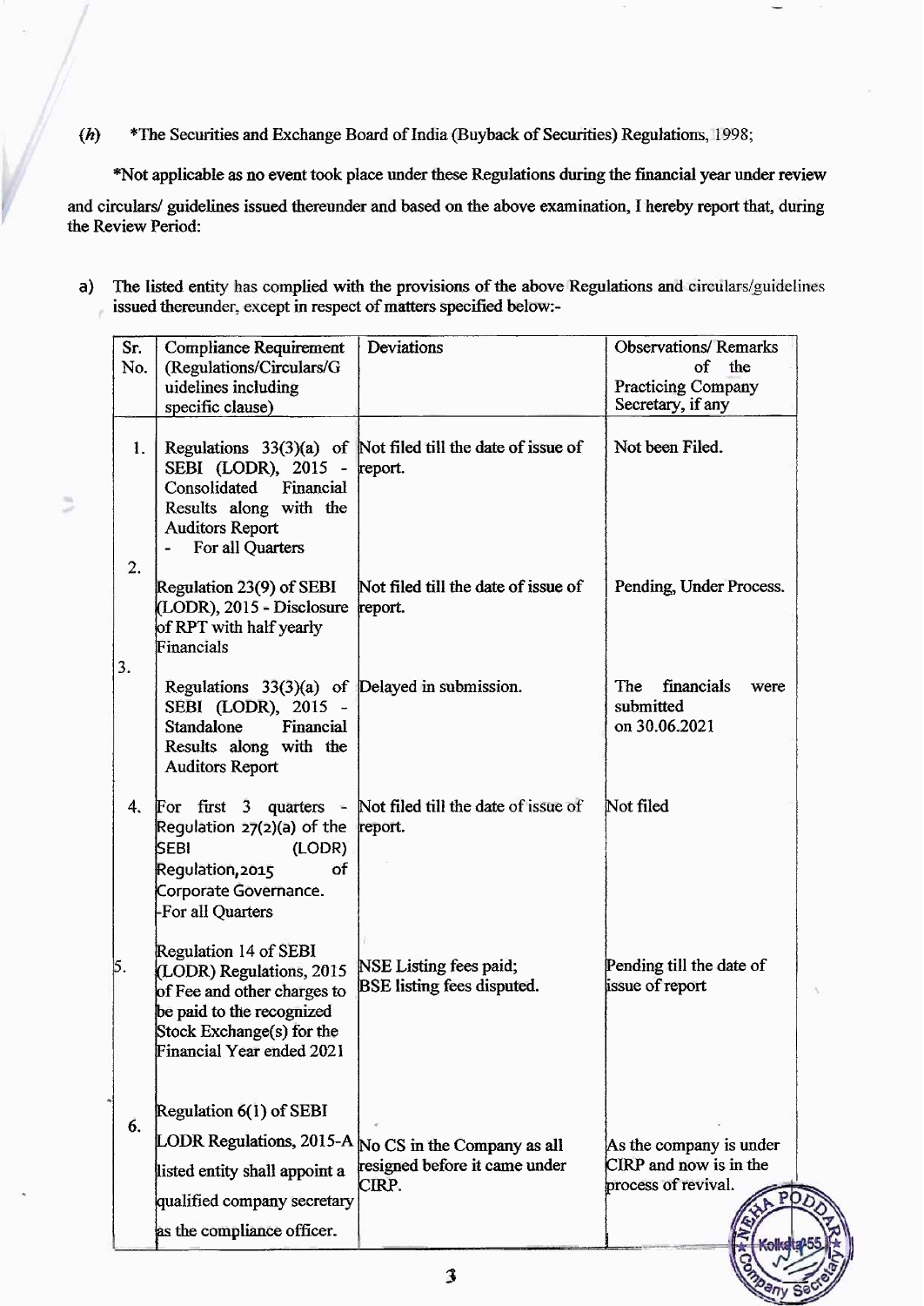(*h*) *The Securities and Exchange Board of India (Buyback of Securities) Regulations, 1998;

*Not applicable as no event took place under these Regulations during the financial year under review

and circulars/ guidelines issued thereunder and based on the above examination, I hereby report that, during the Review Period:

a) The listed entity has complied with the provisions of the above Regulations and circulars/guidelines issued thereunder, except in respect of matters specified below:-

| Sr. No. | Compliance Requirement (Regulations/Circulars/Guidelines including specific clause) | Deviations | Observations/ Remarks of the Practicing Company Secretary, if any |
|---|---|---|---|
| 1. | Regulations 33(3)(a) of SEBI (LODR), 2015 - Consolidated Financial Results along with the Auditors Report<br>- For all Quarters | Not filed till the date of issue of report. | Not been Filed. |
| 2. | Regulation 23(9) of SEBI (LODR), 2015 - Disclosure of RPT with half yearly Financials | Not filed till the date of issue of report. | Pending, Under Process. |
| 3. | Regulations 33(3)(a) of SEBI (LODR), 2015 - Standalone Financial Results along with the Auditors Report | Delayed in submission. | The financials were submitted on 30.06.2021 |
| 4. | For first 3 quarters - Regulation 27(2)(a) of the SEBI (LODR) Regulation, 2015 of Corporate Governance.<br>-For all Quarters | Not filed till the date of issue of report. | Not filed |
| 5. | Regulation 14 of SEBI (LODR) Regulations, 2015 of Fee and other charges to be paid to the recognized Stock Exchange(s) for the Financial Year ended 2021 | NSE Listing fees paid;<br>BSE listing fees disputed. | Pending till the date of issue of report |
| 6. | Regulation 6(1) of SEBI LODR Regulations, 2015-A listed entity shall appoint a qualified company secretary as the compliance officer. | No CS in the Company as all resigned before it came under CIRP. | As the company is under CIRP and now is in the process of revival. |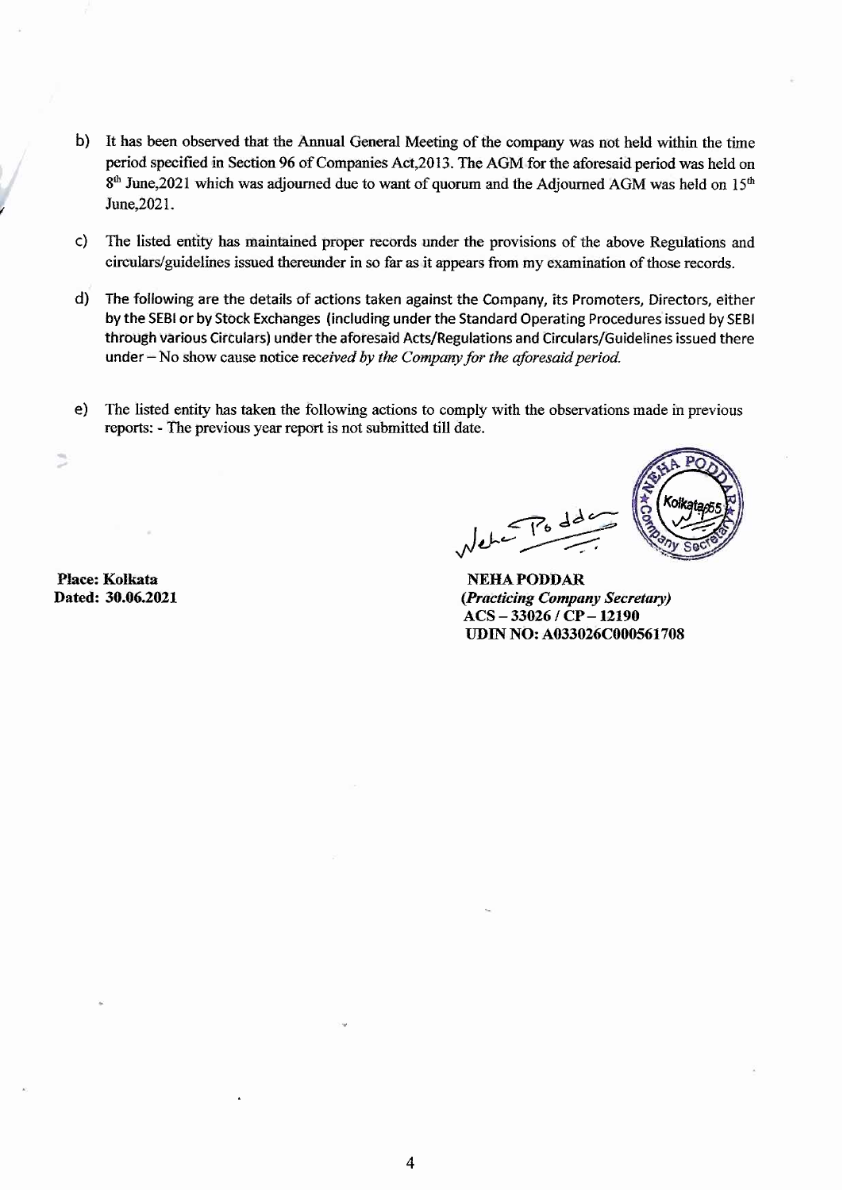b) It has been observed that the Annual General Meeting of the company was not held within the time period specified in Section 96 of Companies Act,2013. The AGM for the aforesaid period was held on 8th June,2021 which was adjourned due to want of quorum and the Adjourned AGM was held on 15th June,2021.

c) The listed entity has maintained proper records under the provisions of the above Regulations and circulars/guidelines issued thereunder in so far as it appears from my examination of those records.

d) The following are the details of actions taken against the Company, its Promoters, Directors, either by the SEBI or by Stock Exchanges (including under the Standard Operating Procedures issued by SEBI through various Circulars) under the aforesaid Acts/Regulations and Circulars/Guidelines issued there under – No show cause notice *received by the Company for the aforesaid period.*

e) The listed entity has taken the following actions to comply with the observations made in previous reports: - The previous year report is not submitted till date.

**Place: Kolkata**
**Dated: 30.06.2021**

**NEHA PODDAR**
***(Practicing Company Secretary)***
**ACS – 33026 / CP – 12190**
**UDIN NO: A033026C000561708**